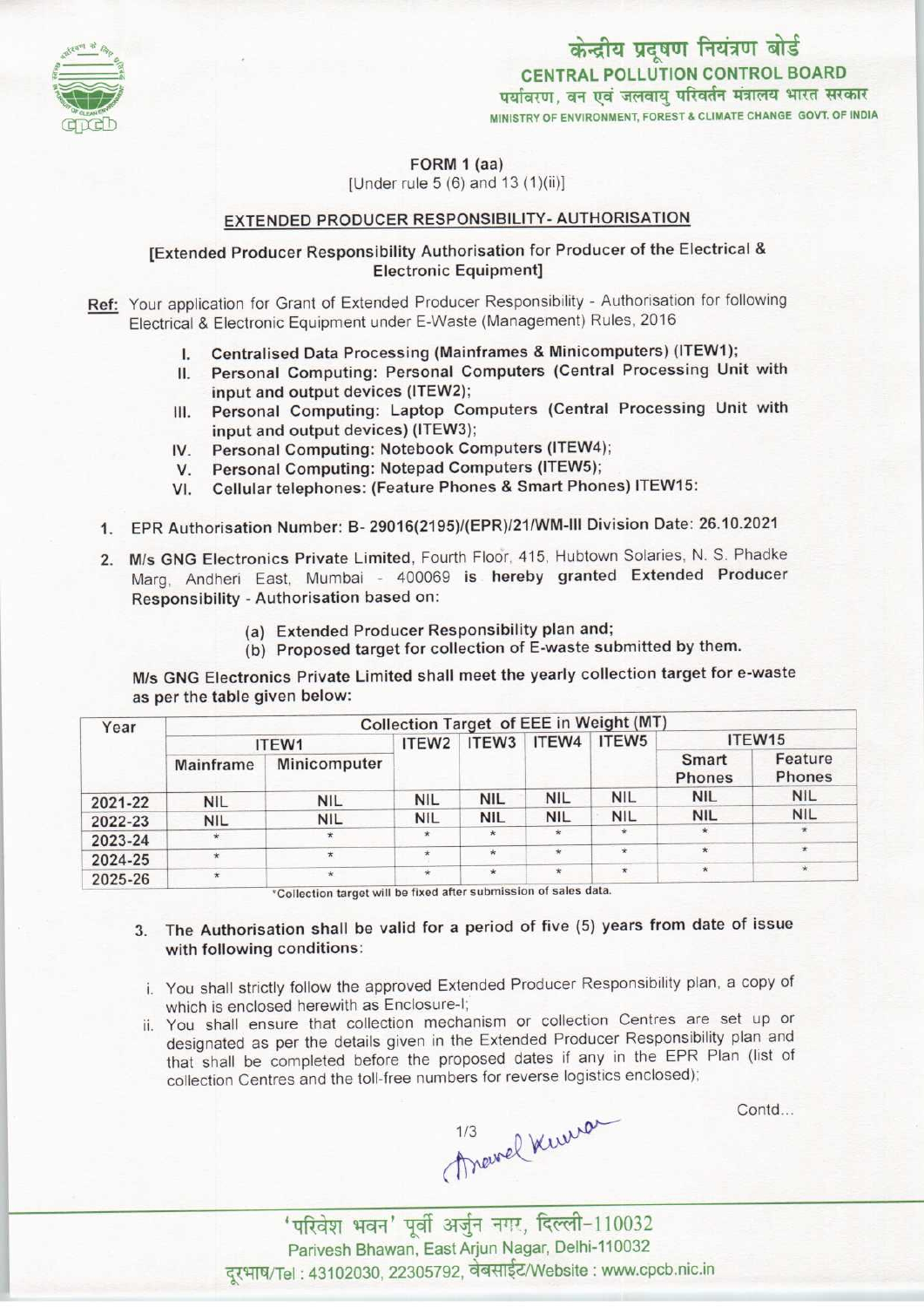केन्द्रीय प्रदूषण नियंत्रण बोर्ड
**CENTRAL POLLUTION CONTROL BOARD**
पर्यावरण, वन एवं जलवायु परिवर्तन मंत्रालय भारत सरकार
MINISTRY OF ENVIRONMENT, FOREST & CLIMATE CHANGE GOVT. OF INDIA

FORM 1 (aa)
[Under rule 5 (6) and 13 (1)(ii)]

## EXTENDED PRODUCER RESPONSIBILITY- AUTHORISATION

**[Extended Producer Responsibility Authorisation for Producer of the Electrical & Electronic Equipment]**

**Ref:** Your application for Grant of Extended Producer Responsibility - Authorisation for following Electrical & Electronic Equipment under E-Waste (Management) Rules, 2016

I. **Centralised Data Processing (Mainframes & Minicomputers) (ITEW1);**
II. **Personal Computing: Personal Computers (Central Processing Unit with input and output devices (ITEW2);**
III. **Personal Computing: Laptop Computers (Central Processing Unit with input and output devices) (ITEW3);**
IV. **Personal Computing: Notebook Computers (ITEW4);**
V. **Personal Computing: Notepad Computers (ITEW5);**
VI. **Cellular telephones: (Feature Phones & Smart Phones) ITEW15:**

1. EPR Authorisation Number: B- 29016(2195)/(EPR)/21/WM-III Division Date: 26.10.2021

2. **M/s GNG Electronics Private Limited**, Fourth Floor, 415, Hubtown Solaries, N. S. Phadke Marg, Andheri East, Mumbai - 400069 **is hereby granted Extended Producer Responsibility** - Authorisation based on:

   (a) Extended Producer Responsibility plan and;
   (b) Proposed target for collection of E-waste submitted by them.

**M/s GNG Electronics Private Limited shall meet the yearly collection target for e-waste as per the table given below:**

| Year | Collection Target of EEE in Weight (MT) | | | | | | | |
|---|---|---|---|---|---|---|---|---|
| | ITEW1 | | ITEW2 | ITEW3 | ITEW4 | ITEW5 | ITEW15 | |
| | Mainframe | Minicomputer | | | | | Smart Phones | Feature Phones |
| 2021-22 | NIL | NIL | NIL | NIL | NIL | NIL | NIL | NIL |
| 2022-23 | NIL | NIL | NIL | NIL | NIL | NIL | NIL | NIL |
| 2023-24 | * | * | * | * | * | * | * | * |
| 2024-25 | * | * | * | * | * | * | * | * |
| 2025-26 | * | * | * | * | * | * | * | * |

*Collection target will be fixed after submission of sales data.

3. **The Authorisation shall be valid for a period of five (5) years from date of issue with following conditions:**

   i. You shall strictly follow the approved Extended Producer Responsibility plan, a copy of which is enclosed herewith as Enclosure-I;
   ii. You shall ensure that collection mechanism or collection Centres are set up or designated as per the details given in the Extended Producer Responsibility plan and that shall be completed before the proposed dates if any in the EPR Plan (list of collection Centres and the toll-free numbers for reverse logistics enclosed);

Contd...

'परिवेश भवन' पूर्वी अर्जुन नगर, दिल्ली-110032
Parivesh Bhawan, East Arjun Nagar, Delhi-110032
दूरभाष/Tel : 43102030, 22305792, वेबसाईट/Website : www.cpcb.nic.in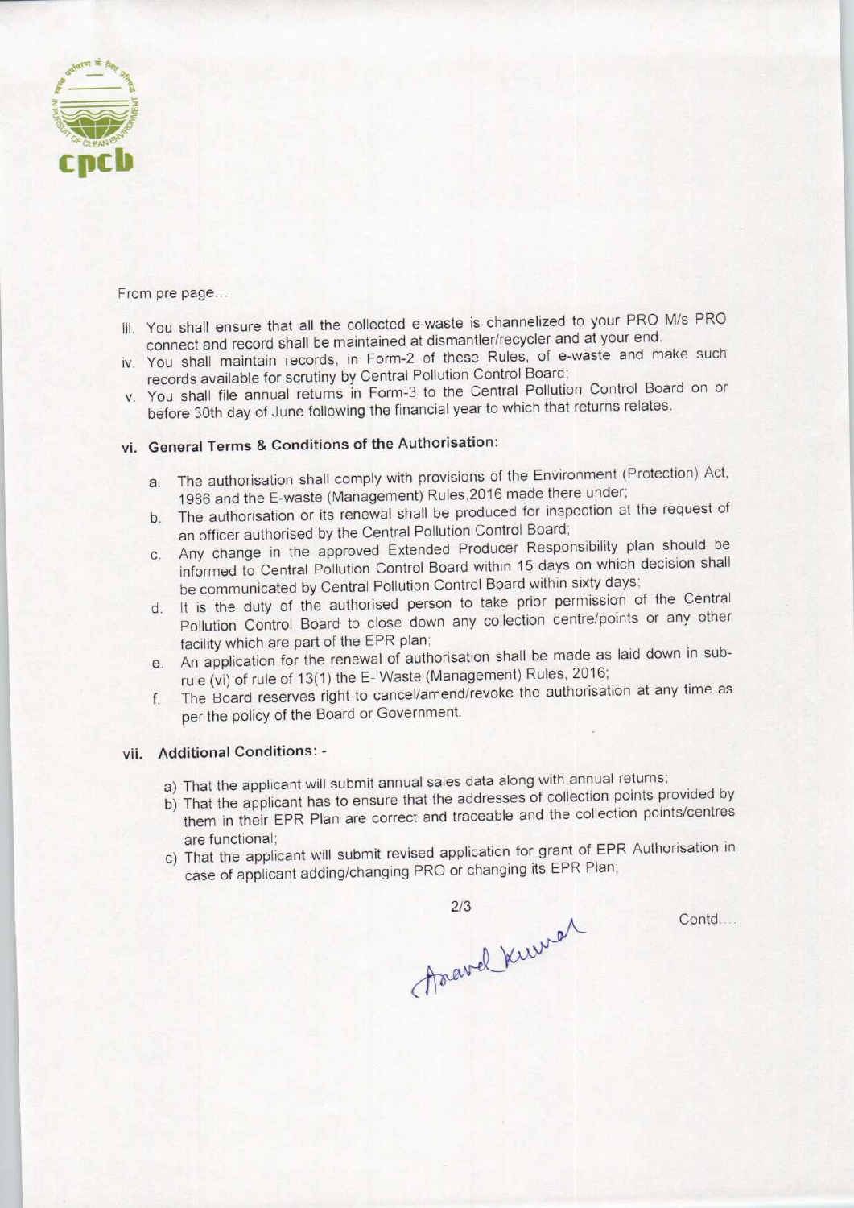From pre page...

iii. You shall ensure that all the collected e-waste is channelized to your PRO M/s PRO connect and record shall be maintained at dismantler/recycler and at your end.

iv. You shall maintain records, in Form-2 of these Rules, of e-waste and make such records available for scrutiny by Central Pollution Control Board;

v. You shall file annual returns in Form-3 to the Central Pollution Control Board on or before 30th day of June following the financial year to which that returns relates.

### vi. General Terms & Conditions of the Authorisation:

a. The authorisation shall comply with provisions of the Environment (Protection) Act, 1986 and the E-waste (Management) Rules,2016 made there under;

b. The authorisation or its renewal shall be produced for inspection at the request of an officer authorised by the Central Pollution Control Board;

c. Any change in the approved Extended Producer Responsibility plan should be informed to Central Pollution Control Board within 15 days on which decision shall be communicated by Central Pollution Control Board within sixty days;

d. It is the duty of the authorised person to take prior permission of the Central Pollution Control Board to close down any collection centre/points or any other facility which are part of the EPR plan;

e. An application for the renewal of authorisation shall be made as laid down in sub-rule (vi) of rule of 13(1) the E- Waste (Management) Rules, 2016;

f. The Board reserves right to cancel/amend/revoke the authorisation at any time as per the policy of the Board or Government.

### vii. Additional Conditions: -

a) That the applicant will submit annual sales data along with annual returns;

b) That the applicant has to ensure that the addresses of collection points provided by them in their EPR Plan are correct and traceable and the collection points/centres are functional;

c) That the applicant will submit revised application for grant of EPR Authorisation in case of applicant adding/changing PRO or changing its EPR Plan;

Anand Kumar

Contd....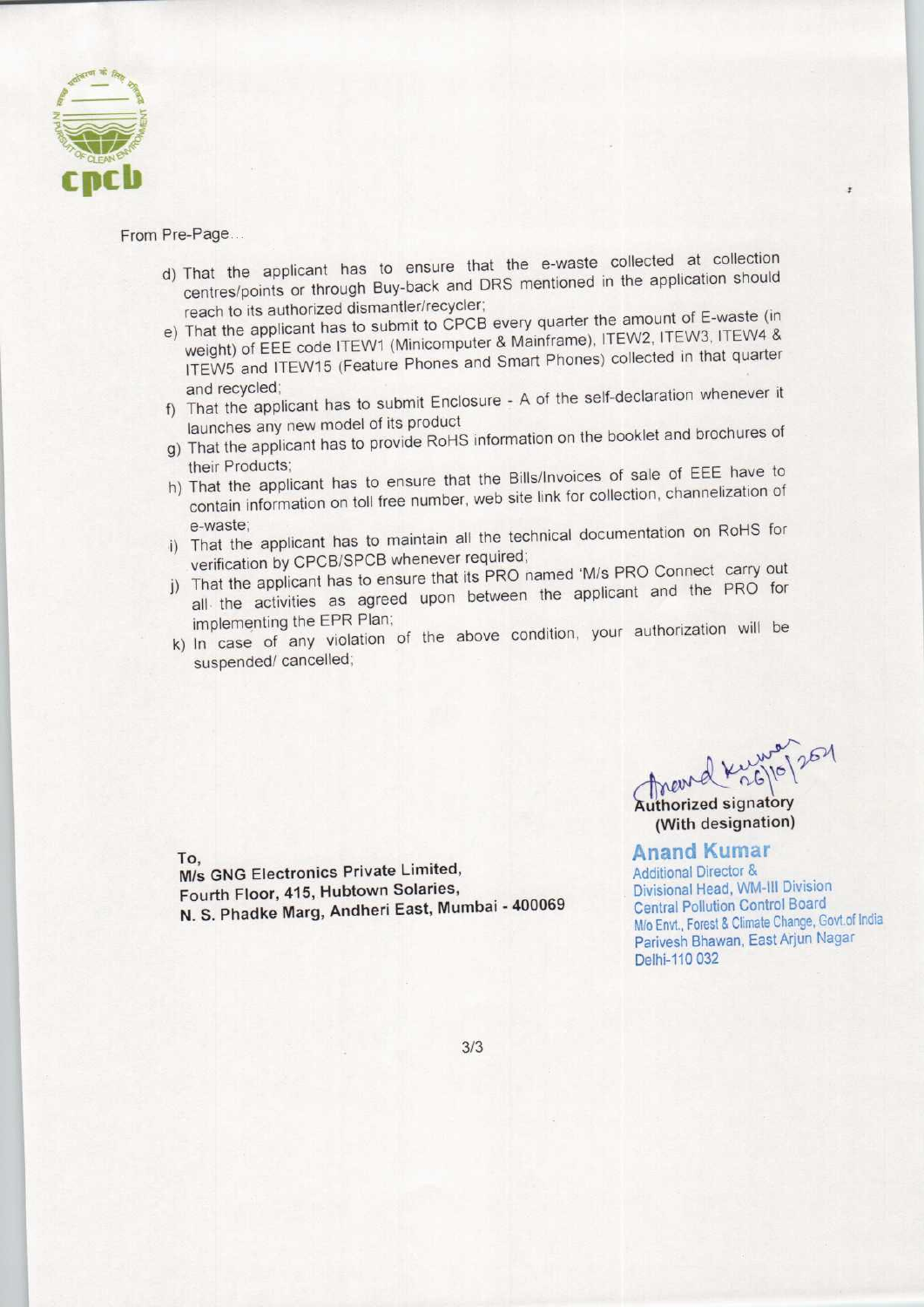From Pre-Page...

d) That the applicant has to ensure that the e-waste collected at collection centres/points or through Buy-back and DRS mentioned in the application should reach to its authorized dismantler/recycler;
e) That the applicant has to submit to CPCB every quarter the amount of E-waste (in weight) of EEE code ITEW1 (Minicomputer & Mainframe), ITEW2, ITEW3, ITEW4 & ITEW5 and ITEW15 (Feature Phones and Smart Phones) collected in that quarter and recycled;
f) That the applicant has to submit Enclosure - A of the self-declaration whenever it launches any new model of its product
g) That the applicant has to provide RoHS information on the booklet and brochures of their Products;
h) That the applicant has to ensure that the Bills/Invoices of sale of EEE have to contain information on toll free number, web site link for collection, channelization of e-waste;
i) That the applicant has to maintain all the technical documentation on RoHS for verification by CPCB/SPCB whenever required;
j) That the applicant has to ensure that its PRO named 'M/s PRO Connect carry out all the activities as agreed upon between the applicant and the PRO for implementing the EPR Plan;
k) In case of any violation of the above condition, your authorization will be suspended/ cancelled;

Anand Kumar 26/10/2021

Authorized signatory
(With designation)

**Anand Kumar**
Additional Director &
Divisional Head, WM-III Division
Central Pollution Control Board
M/o Envt., Forest & Climate Change, Govt.of India
Parivesh Bhawan, East Arjun Nagar
Delhi-110 032

To,
**M/s GNG Electronics Private Limited,**
**Fourth Floor, 415, Hubtown Solaries,**
**N. S. Phadke Marg, Andheri East, Mumbai - 400069**